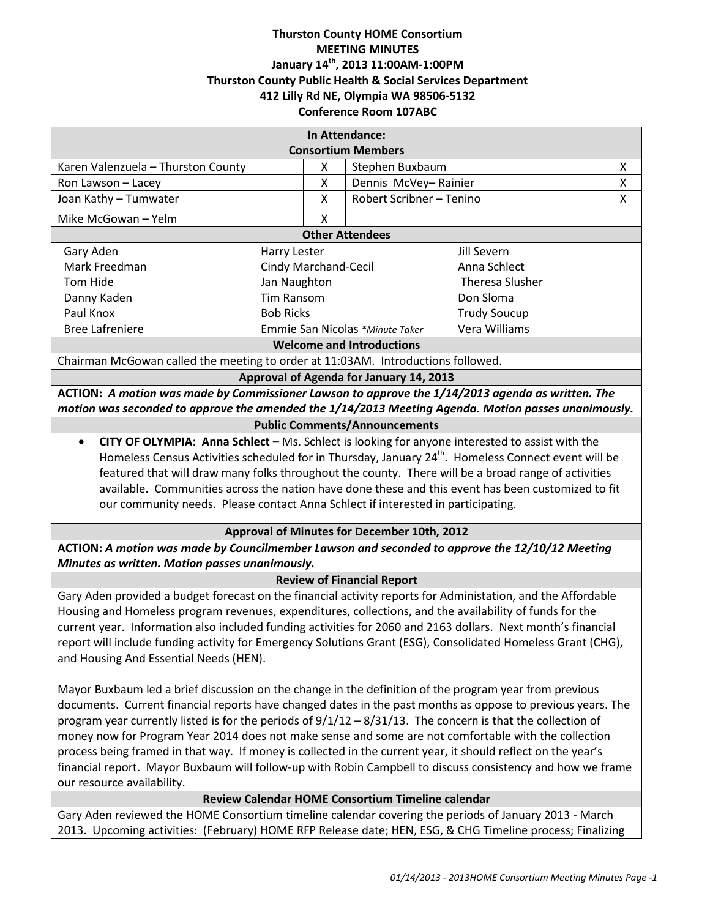**Thurston County HOME Consortium**
**MEETING MINUTES**
**January 14th, 2013 11:00AM-1:00PM**
**Thurston County Public Health & Social Services Department**
**412 Lilly Rd NE, Olympia WA 98506-5132**
**Conference Room 107ABC**

| In Attendance: Consortium Members | | | |
|---|---|---|---|
| Karen Valenzuela – Thurston County | X | Stephen Buxbaum | X |
| Ron Lawson – Lacey | X | Dennis McVey– Rainier | X |
| Joan Kathy – Tumwater | X | Robert Scribner – Tenino | X |
| Mike McGowan – Yelm | X | | |

**Other Attendees**

| | | |
|---|---|---|
| Gary Aden | Harry Lester | Jill Severn |
| Mark Freedman | Cindy Marchand-Cecil | Anna Schlect |
| Tom Hide | Jan Naughton | Theresa Slusher |
| Danny Kaden | Tim Ransom | Don Sloma |
| Paul Knox | Bob Ricks | Trudy Soucup |
| Bree Lafreniere | Emmie San Nicolas *Minute Taker | Vera Williams |

**Welcome and Introductions**

Chairman McGowan called the meeting to order at 11:03AM. Introductions followed.

**Approval of Agenda for January 14, 2013**

**ACTION:** ***A motion was made by Commissioner Lawson to approve the 1/14/2013 agenda as written. The motion was seconded to approve the amended the 1/14/2013 Meeting Agenda. Motion passes unanimously.***

**Public Comments/Announcements**

- **CITY OF OLYMPIA: Anna Schlect –** Ms. Schlect is looking for anyone interested to assist with the Homeless Census Activities scheduled for in Thursday, January 24th. Homeless Connect event will be featured that will draw many folks throughout the county. There will be a broad range of activities available. Communities across the nation have done these and this event has been customized to fit our community needs. Please contact Anna Schlect if interested in participating.

**Approval of Minutes for December 10th, 2012**

**ACTION:** ***A motion was made by Councilmember Lawson and seconded to approve the 12/10/12 Meeting Minutes as written. Motion passes unanimously.***

**Review of Financial Report**

Gary Aden provided a budget forecast on the financial activity reports for Administation, and the Affordable Housing and Homeless program revenues, expenditures, collections, and the availability of funds for the current year. Information also included funding activities for 2060 and 2163 dollars. Next month's financial report will include funding activity for Emergency Solutions Grant (ESG), Consolidated Homeless Grant (CHG), and Housing And Essential Needs (HEN).

Mayor Buxbaum led a brief discussion on the change in the definition of the program year from previous documents. Current financial reports have changed dates in the past months as oppose to previous years. The program year currently listed is for the periods of 9/1/12 – 8/31/13. The concern is that the collection of money now for Program Year 2014 does not make sense and some are not comfortable with the collection process being framed in that way. If money is collected in the current year, it should reflect on the year's financial report. Mayor Buxbaum will follow-up with Robin Campbell to discuss consistency and how we frame our resource availability.

**Review Calendar HOME Consortium Timeline calendar**

Gary Aden reviewed the HOME Consortium timeline calendar covering the periods of January 2013 - March 2013. Upcoming activities: (February) HOME RFP Release date; HEN, ESG, & CHG Timeline process; Finalizing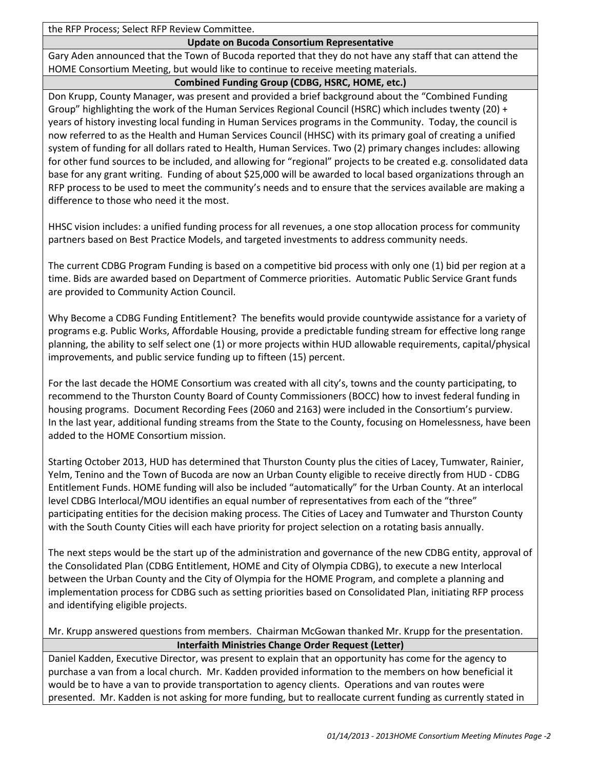the RFP Process; Select RFP Review Committee.

### Update on Bucoda Consortium Representative

Gary Aden announced that the Town of Bucoda reported that they do not have any staff that can attend the HOME Consortium Meeting, but would like to continue to receive meeting materials.

### Combined Funding Group (CDBG, HSRC, HOME, etc.)

Don Krupp, County Manager, was present and provided a brief background about the "Combined Funding Group" highlighting the work of the Human Services Regional Council (HSRC) which includes twenty (20) + years of history investing local funding in Human Services programs in the Community. Today, the council is now referred to as the Health and Human Services Council (HHSC) with its primary goal of creating a unified system of funding for all dollars rated to Health, Human Services. Two (2) primary changes includes: allowing for other fund sources to be included, and allowing for "regional" projects to be created e.g. consolidated data base for any grant writing. Funding of about $25,000 will be awarded to local based organizations through an RFP process to be used to meet the community's needs and to ensure that the services available are making a difference to those who need it the most.

HHSC vision includes: a unified funding process for all revenues, a one stop allocation process for community partners based on Best Practice Models, and targeted investments to address community needs.

The current CDBG Program Funding is based on a competitive bid process with only one (1) bid per region at a time. Bids are awarded based on Department of Commerce priorities. Automatic Public Service Grant funds are provided to Community Action Council.

Why Become a CDBG Funding Entitlement? The benefits would provide countywide assistance for a variety of programs e.g. Public Works, Affordable Housing, provide a predictable funding stream for effective long range planning, the ability to self select one (1) or more projects within HUD allowable requirements, capital/physical improvements, and public service funding up to fifteen (15) percent.

For the last decade the HOME Consortium was created with all city's, towns and the county participating, to recommend to the Thurston County Board of County Commissioners (BOCC) how to invest federal funding in housing programs. Document Recording Fees (2060 and 2163) were included in the Consortium's purview. In the last year, additional funding streams from the State to the County, focusing on Homelessness, have been added to the HOME Consortium mission.

Starting October 2013, HUD has determined that Thurston County plus the cities of Lacey, Tumwater, Rainier, Yelm, Tenino and the Town of Bucoda are now an Urban County eligible to receive directly from HUD - CDBG Entitlement Funds. HOME funding will also be included "automatically" for the Urban County. At an interlocal level CDBG Interlocal/MOU identifies an equal number of representatives from each of the "three" participating entities for the decision making process. The Cities of Lacey and Tumwater and Thurston County with the South County Cities will each have priority for project selection on a rotating basis annually.

The next steps would be the start up of the administration and governance of the new CDBG entity, approval of the Consolidated Plan (CDBG Entitlement, HOME and City of Olympia CDBG), to execute a new Interlocal between the Urban County and the City of Olympia for the HOME Program, and complete a planning and implementation process for CDBG such as setting priorities based on Consolidated Plan, initiating RFP process and identifying eligible projects.

Mr. Krupp answered questions from members. Chairman McGowan thanked Mr. Krupp for the presentation.

### Interfaith Ministries Change Order Request (Letter)

Daniel Kadden, Executive Director, was present to explain that an opportunity has come for the agency to purchase a van from a local church. Mr. Kadden provided information to the members on how beneficial it would be to have a van to provide transportation to agency clients. Operations and van routes were presented. Mr. Kadden is not asking for more funding, but to reallocate current funding as currently stated in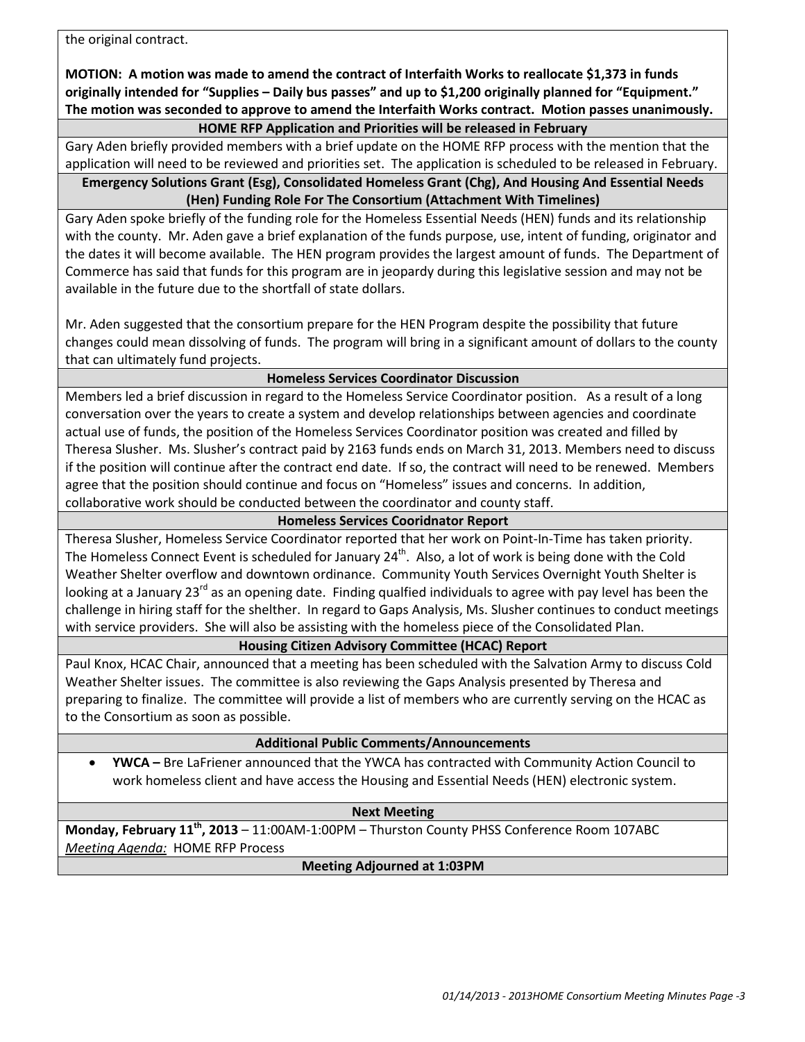the original contract.

**MOTION: A motion was made to amend the contract of Interfaith Works to reallocate $1,373 in funds originally intended for "Supplies – Daily bus passes" and up to $1,200 originally planned for "Equipment." The motion was seconded to approve to amend the Interfaith Works contract. Motion passes unanimously.**

### HOME RFP Application and Priorities will be released in February

Gary Aden briefly provided members with a brief update on the HOME RFP process with the mention that the application will need to be reviewed and priorities set. The application is scheduled to be released in February.

### Emergency Solutions Grant (Esg), Consolidated Homeless Grant (Chg), And Housing And Essential Needs (Hen) Funding Role For The Consortium (Attachment With Timelines)

Gary Aden spoke briefly of the funding role for the Homeless Essential Needs (HEN) funds and its relationship with the county. Mr. Aden gave a brief explanation of the funds purpose, use, intent of funding, originator and the dates it will become available. The HEN program provides the largest amount of funds. The Department of Commerce has said that funds for this program are in jeopardy during this legislative session and may not be available in the future due to the shortfall of state dollars.

Mr. Aden suggested that the consortium prepare for the HEN Program despite the possibility that future changes could mean dissolving of funds. The program will bring in a significant amount of dollars to the county that can ultimately fund projects.

### Homeless Services Coordinator Discussion

Members led a brief discussion in regard to the Homeless Service Coordinator position. As a result of a long conversation over the years to create a system and develop relationships between agencies and coordinate actual use of funds, the position of the Homeless Services Coordinator position was created and filled by Theresa Slusher. Ms. Slusher's contract paid by 2163 funds ends on March 31, 2013. Members need to discuss if the position will continue after the contract end date. If so, the contract will need to be renewed. Members agree that the position should continue and focus on "Homeless" issues and concerns. In addition, collaborative work should be conducted between the coordinator and county staff.

### Homeless Services Cooridnator Report

Theresa Slusher, Homeless Service Coordinator reported that her work on Point-In-Time has taken priority. The Homeless Connect Event is scheduled for January 24th. Also, a lot of work is being done with the Cold Weather Shelter overflow and downtown ordinance. Community Youth Services Overnight Youth Shelter is looking at a January 23rd as an opening date. Finding qualfied individuals to agree with pay level has been the challenge in hiring staff for the shelther. In regard to Gaps Analysis, Ms. Slusher continues to conduct meetings with service providers. She will also be assisting with the homeless piece of the Consolidated Plan.

### Housing Citizen Advisory Committee (HCAC) Report

Paul Knox, HCAC Chair, announced that a meeting has been scheduled with the Salvation Army to discuss Cold Weather Shelter issues. The committee is also reviewing the Gaps Analysis presented by Theresa and preparing to finalize. The committee will provide a list of members who are currently serving on the HCAC as to the Consortium as soon as possible.

### Additional Public Comments/Announcements

- **YWCA –** Bre LaFriener announced that the YWCA has contracted with Community Action Council to work homeless client and have access the Housing and Essential Needs (HEN) electronic system.

### Next Meeting

**Monday, February 11th, 2013** – 11:00AM-1:00PM – Thurston County PHSS Conference Room 107ABC

*Meeting Agenda:* HOME RFP Process

**Meeting Adjourned at 1:03PM**